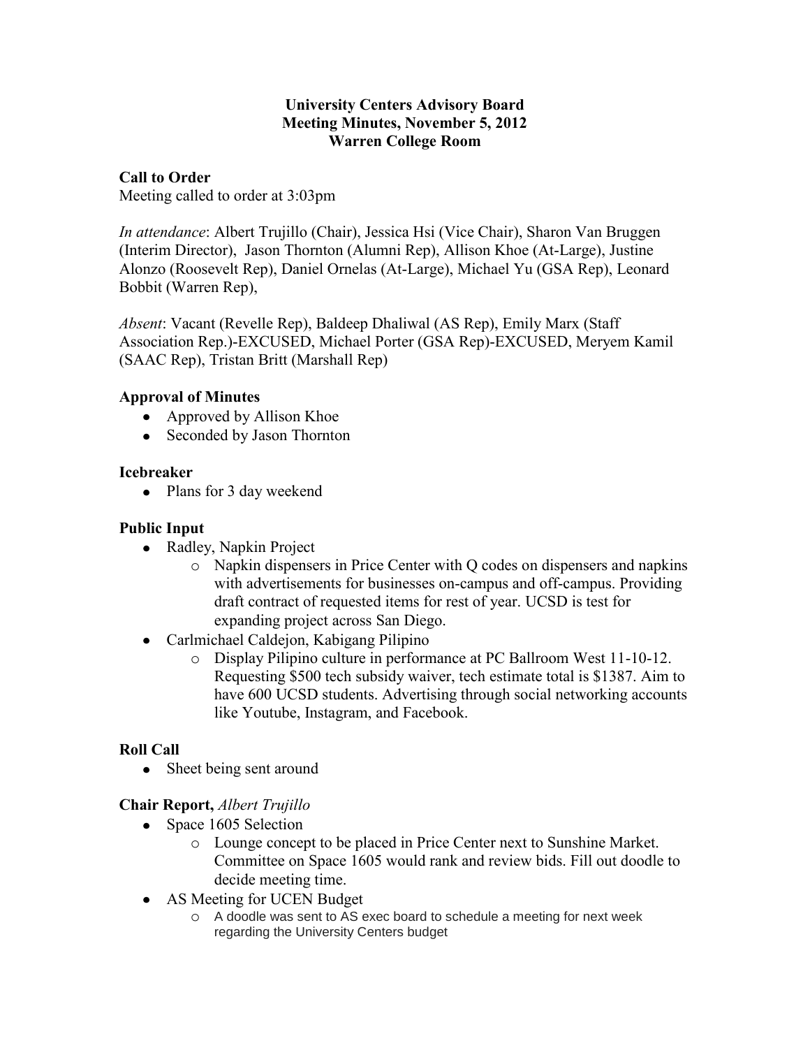# University Centers Advisory Board
## Meeting Minutes, November 5, 2012
## Warren College Room

### Call to Order

Meeting called to order at 3:03pm

*In attendance*: Albert Trujillo (Chair), Jessica Hsi (Vice Chair), Sharon Van Bruggen (Interim Director), Jason Thornton (Alumni Rep), Allison Khoe (At-Large), Justine Alonzo (Roosevelt Rep), Daniel Ornelas (At-Large), Michael Yu (GSA Rep), Leonard Bobbit (Warren Rep),

*Absent*: Vacant (Revelle Rep), Baldeep Dhaliwal (AS Rep), Emily Marx (Staff Association Rep.)-EXCUSED, Michael Porter (GSA Rep)-EXCUSED, Meryem Kamil (SAAC Rep), Tristan Britt (Marshall Rep)

### Approval of Minutes

- Approved by Allison Khoe
- Seconded by Jason Thornton

### Icebreaker

- Plans for 3 day weekend

### Public Input

- Radley, Napkin Project
  - Napkin dispensers in Price Center with Q codes on dispensers and napkins with advertisements for businesses on-campus and off-campus. Providing draft contract of requested items for rest of year. UCSD is test for expanding project across San Diego.
- Carlmichael Caldejon, Kabigang Pilipino
  - Display Pilipino culture in performance at PC Ballroom West 11-10-12. Requesting $500 tech subsidy waiver, tech estimate total is $1387. Aim to have 600 UCSD students. Advertising through social networking accounts like Youtube, Instagram, and Facebook.

### Roll Call

- Sheet being sent around

### Chair Report, *Albert Trujillo*

- Space 1605 Selection
  - Lounge concept to be placed in Price Center next to Sunshine Market. Committee on Space 1605 would rank and review bids. Fill out doodle to decide meeting time.
- AS Meeting for UCEN Budget
  - A doodle was sent to AS exec board to schedule a meeting for next week regarding the University Centers budget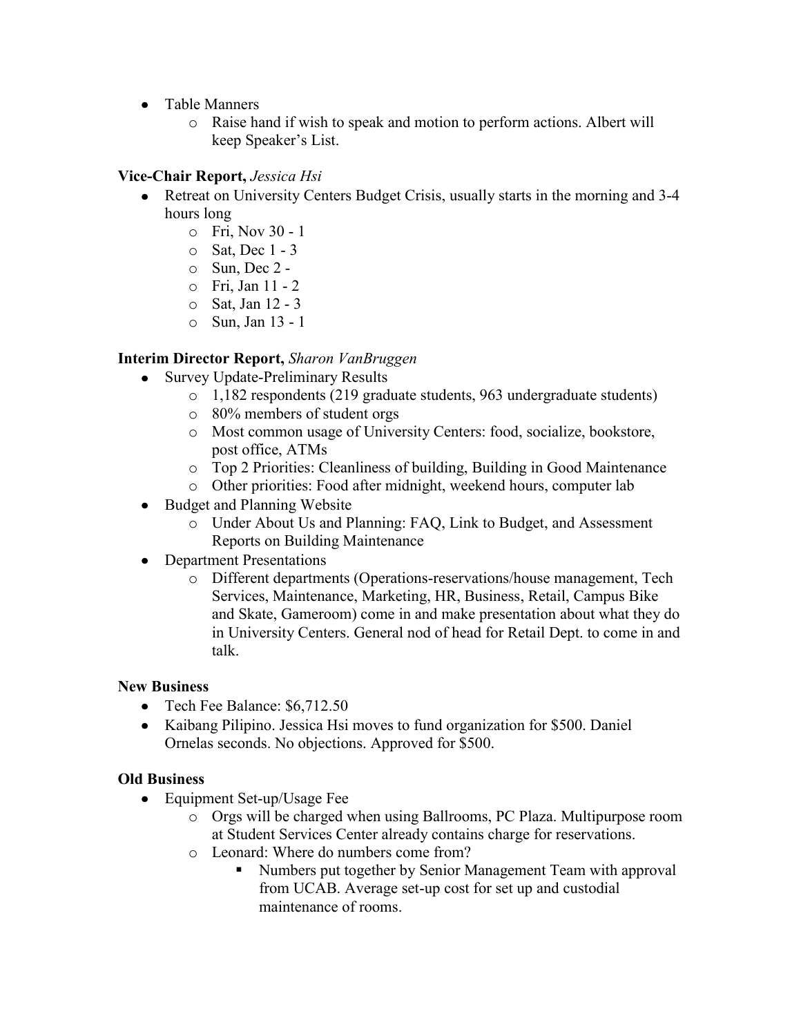- Table Manners
  - Raise hand if wish to speak and motion to perform actions. Albert will keep Speaker's List.

**Vice-Chair Report,** *Jessica Hsi*

- Retreat on University Centers Budget Crisis, usually starts in the morning and 3-4 hours long
  - Fri, Nov 30 - 1
  - Sat, Dec 1 - 3
  - Sun, Dec 2 -
  - Fri, Jan 11 - 2
  - Sat, Jan 12 - 3
  - Sun, Jan 13 - 1

**Interim Director Report,** *Sharon VanBruggen*

- Survey Update-Preliminary Results
  - 1,182 respondents (219 graduate students, 963 undergraduate students)
  - 80% members of student orgs
  - Most common usage of University Centers: food, socialize, bookstore, post office, ATMs
  - Top 2 Priorities: Cleanliness of building, Building in Good Maintenance
  - Other priorities: Food after midnight, weekend hours, computer lab
- Budget and Planning Website
  - Under About Us and Planning: FAQ, Link to Budget, and Assessment Reports on Building Maintenance
- Department Presentations
  - Different departments (Operations-reservations/house management, Tech Services, Maintenance, Marketing, HR, Business, Retail, Campus Bike and Skate, Gameroom) come in and make presentation about what they do in University Centers. General nod of head for Retail Dept. to come in and talk.

**New Business**

- Tech Fee Balance: $6,712.50
- Kaibang Pilipino. Jessica Hsi moves to fund organization for $500. Daniel Ornelas seconds. No objections. Approved for $500.

**Old Business**

- Equipment Set-up/Usage Fee
  - Orgs will be charged when using Ballrooms, PC Plaza. Multipurpose room at Student Services Center already contains charge for reservations.
  - Leonard: Where do numbers come from?
    - Numbers put together by Senior Management Team with approval from UCAB. Average set-up cost for set up and custodial maintenance of rooms.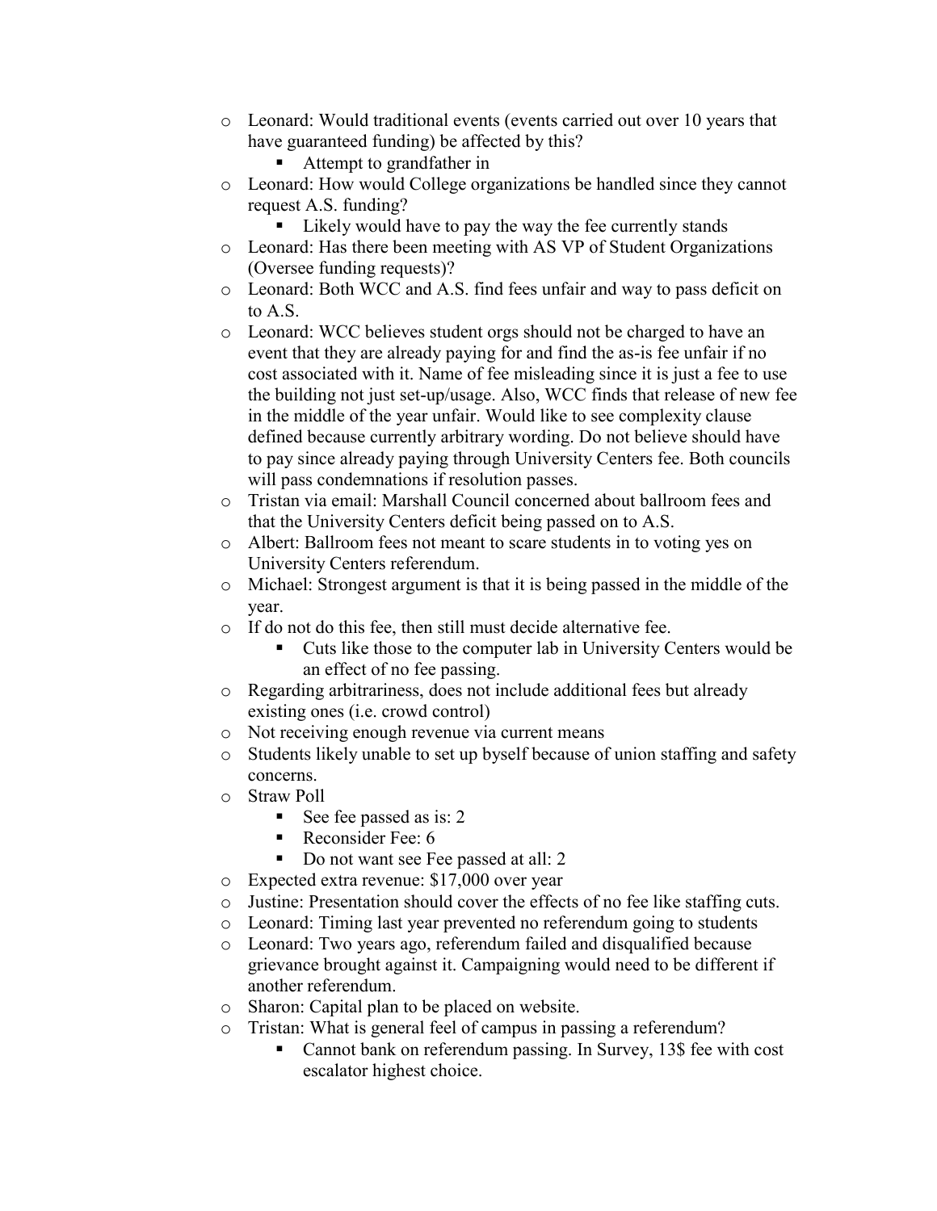- Leonard: Would traditional events (events carried out over 10 years that have guaranteed funding) be affected by this?
    - Attempt to grandfather in
- Leonard: How would College organizations be handled since they cannot request A.S. funding?
    - Likely would have to pay the way the fee currently stands
- Leonard: Has there been meeting with AS VP of Student Organizations (Oversee funding requests)?
- Leonard: Both WCC and A.S. find fees unfair and way to pass deficit on to A.S.
- Leonard: WCC believes student orgs should not be charged to have an event that they are already paying for and find the as-is fee unfair if no cost associated with it. Name of fee misleading since it is just a fee to use the building not just set-up/usage. Also, WCC finds that release of new fee in the middle of the year unfair. Would like to see complexity clause defined because currently arbitrary wording. Do not believe should have to pay since already paying through University Centers fee. Both councils will pass condemnations if resolution passes.
- Tristan via email: Marshall Council concerned about ballroom fees and that the University Centers deficit being passed on to A.S.
- Albert: Ballroom fees not meant to scare students in to voting yes on University Centers referendum.
- Michael: Strongest argument is that it is being passed in the middle of the year.
- If do not do this fee, then still must decide alternative fee.
    - Cuts like those to the computer lab in University Centers would be an effect of no fee passing.
- Regarding arbitrariness, does not include additional fees but already existing ones (i.e. crowd control)
- Not receiving enough revenue via current means
- Students likely unable to set up byself because of union staffing and safety concerns.
- Straw Poll
    - See fee passed as is: 2
    - Reconsider Fee: 6
    - Do not want see Fee passed at all: 2
- Expected extra revenue: $17,000 over year
- Justine: Presentation should cover the effects of no fee like staffing cuts.
- Leonard: Timing last year prevented no referendum going to students
- Leonard: Two years ago, referendum failed and disqualified because grievance brought against it. Campaigning would need to be different if another referendum.
- Sharon: Capital plan to be placed on website.
- Tristan: What is general feel of campus in passing a referendum?
    - Cannot bank on referendum passing. In Survey, 13$ fee with cost escalator highest choice.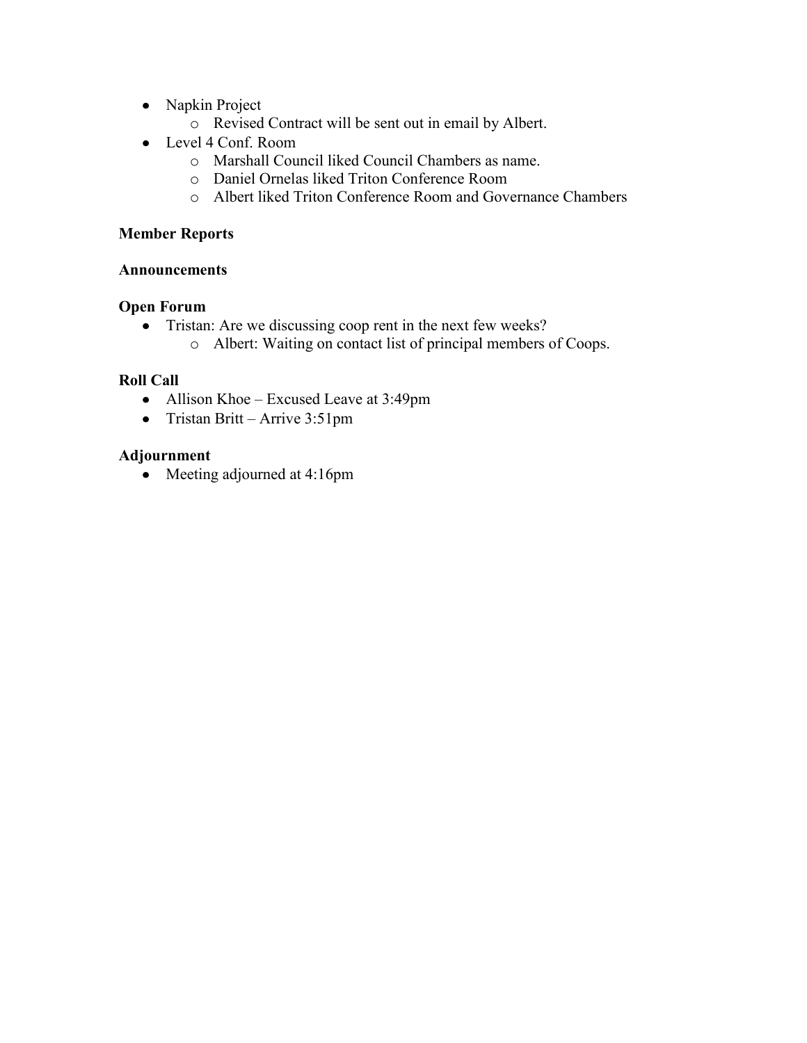- Napkin Project
  - Revised Contract will be sent out in email by Albert.
- Level 4 Conf. Room
  - Marshall Council liked Council Chambers as name.
  - Daniel Ornelas liked Triton Conference Room
  - Albert liked Triton Conference Room and Governance Chambers

**Member Reports**

**Announcements**

**Open Forum**

- Tristan: Are we discussing coop rent in the next few weeks?
  - Albert: Waiting on contact list of principal members of Coops.

**Roll Call**

- Allison Khoe – Excused Leave at 3:49pm
- Tristan Britt – Arrive 3:51pm

**Adjournment**

- Meeting adjourned at 4:16pm